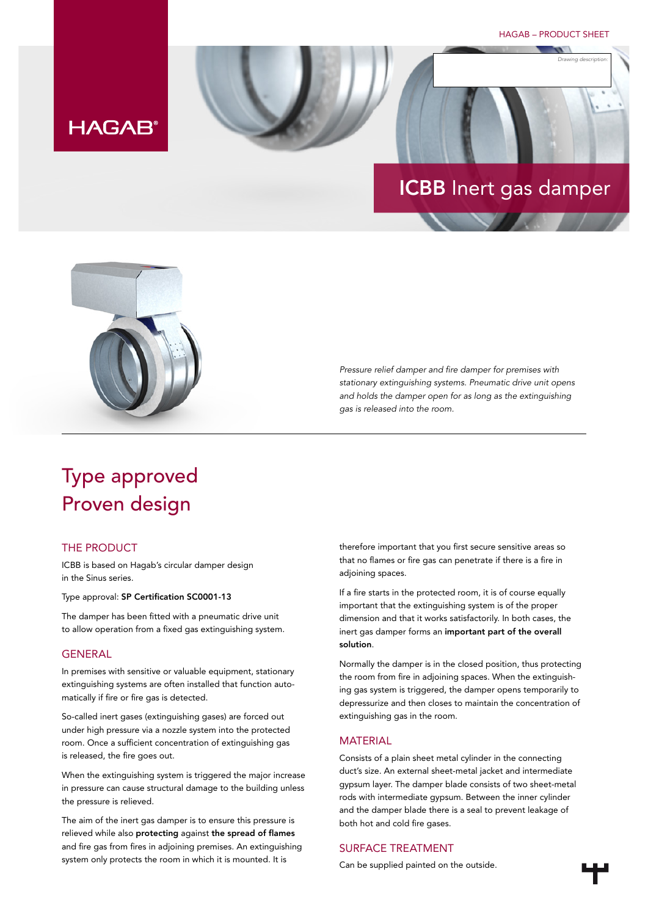HAGAB®

# ICBB Inert gas damper

*Pressure relief damper and fire damper for premises with stationary extinguishing systems. Pneumatic drive unit opens and holds the damper open for as long as the extinguishing gas is released into the room.*

## Type approved
## Proven design

### THE PRODUCT

ICBB is based on Hagab's circular damper design in the Sinus series.

Type approval: **SP Certification SC0001-13**

The damper has been fitted with a pneumatic drive unit to allow operation from a fixed gas extinguishing system.

### GENERAL

In premises with sensitive or valuable equipment, stationary extinguishing systems are often installed that function automatically if fire or fire gas is detected.

So-called inert gases (extinguishing gases) are forced out under high pressure via a nozzle system into the protected room. Once a sufficient concentration of extinguishing gas is released, the fire goes out.

When the extinguishing system is triggered the major increase in pressure can cause structural damage to the building unless the pressure is relieved.

The aim of the inert gas damper is to ensure this pressure is relieved while also **protecting** against **the spread of flames** and fire gas from fires in adjoining premises. An extinguishing system only protects the room in which it is mounted. It is therefore important that you first secure sensitive areas so that no flames or fire gas can penetrate if there is a fire in adjoining spaces.

If a fire starts in the protected room, it is of course equally important that the extinguishing system is of the proper dimension and that it works satisfactorily. In both cases, the inert gas damper forms an **important part of the overall solution**.

Normally the damper is in the closed position, thus protecting the room from fire in adjoining spaces. When the extinguishing gas system is triggered, the damper opens temporarily to depressurize and then closes to maintain the concentration of extinguishing gas in the room.

### MATERIAL

Consists of a plain sheet metal cylinder in the connecting duct's size. An external sheet-metal jacket and intermediate gypsum layer. The damper blade consists of two sheet-metal rods with intermediate gypsum. Between the inner cylinder and the damper blade there is a seal to prevent leakage of both hot and cold fire gases.

### SURFACE TREATMENT

Can be supplied painted on the outside.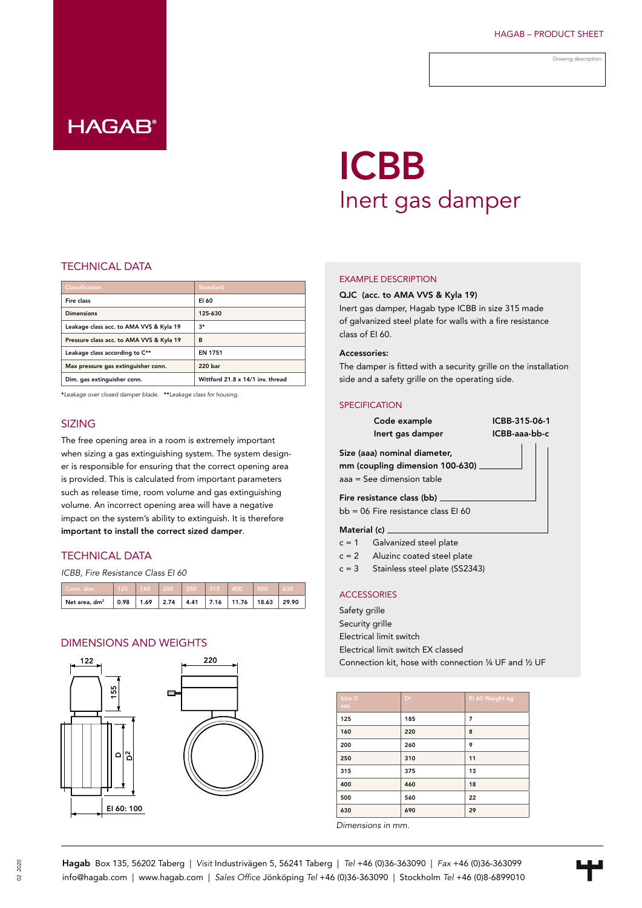HAGAB – PRODUCT SHEET

Drawing description:

HAGAB®

# ICBB

## Inert gas damper

### TECHNICAL DATA

| Classification | Standard |
|---|---|
| Fire class | EI 60 |
| Dimensions | 125-630 |
| Leakage class acc. to AMA VVS & Kyla 19 | 3* |
| Pressure class acc. to AMA VVS & Kyla 19 | B |
| Leakage class according to C** | EN 1751 |
| Max pressure gas extinguisher conn. | 220 bar |
| Dim. gas extinguisher conn. | Wittford 21.8 x 14/1 inv. thread |

*\*Leakage over closed damper blade. \*\*Leakage class for housing.*

### SIZING

The free opening area in a room is extremely important when sizing a gas extinguishing system. The system designer is responsible for ensuring that the correct opening area is provided. This is calculated from important parameters such as release time, room volume and gas extinguishing volume. An incorrect opening area will have a negative impact on the system's ability to extinguish. It is therefore **important to install the correct sized damper**.

### TECHNICAL DATA

*ICBB, Fire Resistance Class EI 60*

| Conn. dim. | 125 | 160 | 200 | 250 | 315 | 400 | 500 | 630 |
|---|---|---|---|---|---|---|---|---|
| Net area, dm² | 0.98 | 1.69 | 2.74 | 4.41 | 7.16 | 11.76 | 18.63 | 29.90 |

### DIMENSIONS AND WEIGHTS

122

155

D

D2

EI 60: 100

220

### EXAMPLE DESCRIPTION

**QJC (acc. to AMA VVS & Kyla 19)**

Inert gas damper, Hagab type ICBB in size 315 made of galvanized steel plate for walls with a fire resistance class of EI 60.

**Accessories:**

The damper is fitted with a security grille on the installation side and a safety grille on the operating side.

### SPECIFICATION

**Code example** **ICBB-315-06-1**

**Inert gas damper** **ICBB-aaa-bb-c**

**Size (aaa) nominal diameter, mm (coupling dimension 100-630)**

aaa = See dimension table

**Fire resistance class (bb)**

bb = 06 Fire resistance class EI 60

**Material (c)**

c = 1 Galvanized steel plate

c = 2 Aluzinc coated steel plate

c = 3 Stainless steel plate (SS2343)

### ACCESSORIES

Safety grille

Security grille

Electrical limit switch

Electrical limit switch EX classed

Connection kit, hose with connection ¼ UF and ½ UF

| Size D aaa | D² | EI 60 Weight kg |
|---|---|---|
| 125 | 185 | 7 |
| 160 | 220 | 8 |
| 200 | 260 | 9 |
| 250 | 310 | 11 |
| 315 | 375 | 13 |
| 400 | 460 | 18 |
| 500 | 560 | 22 |
| 630 | 690 | 29 |

*Dimensions in mm.*

**Hagab** Box 135, 56202 Taberg | *Visit* Industrivägen 5, 56241 Taberg | *Tel* +46 (0)36-363090 | *Fax* +46 (0)36-363099
info@hagab.com | www.hagab.com | *Sales Office* Jönköping *Tel* +46 (0)36-363090 | Stockholm *Tel* +46 (0)8-6899010

02 2020